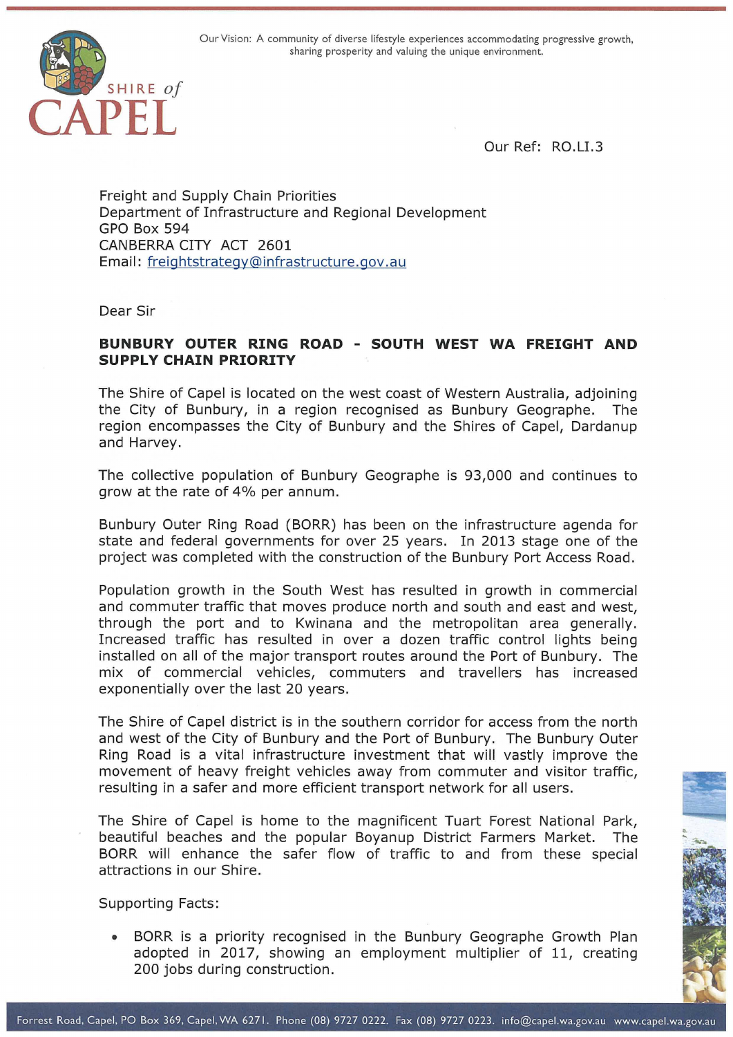Our Vision: A community of diverse lifestyle experiences accommodating progressive growth, sharing prosperity and valuing the unique environment.

SHIRE of CAPEL

Our Ref: RO.LI.3

Freight and Supply Chain Priorities
Department of Infrastructure and Regional Development
GPO Box 594
CANBERRA CITY ACT 2601
Email: freightstrategy@infrastructure.gov.au

Dear Sir

**BUNBURY OUTER RING ROAD - SOUTH WEST WA FREIGHT AND SUPPLY CHAIN PRIORITY**

The Shire of Capel is located on the west coast of Western Australia, adjoining the City of Bunbury, in a region recognised as Bunbury Geographe. The region encompasses the City of Bunbury and the Shires of Capel, Dardanup and Harvey.

The collective population of Bunbury Geographe is 93,000 and continues to grow at the rate of 4% per annum.

Bunbury Outer Ring Road (BORR) has been on the infrastructure agenda for state and federal governments for over 25 years. In 2013 stage one of the project was completed with the construction of the Bunbury Port Access Road.

Population growth in the South West has resulted in growth in commercial and commuter traffic that moves produce north and south and east and west, through the port and to Kwinana and the metropolitan area generally. Increased traffic has resulted in over a dozen traffic control lights being installed on all of the major transport routes around the Port of Bunbury. The mix of commercial vehicles, commuters and travellers has increased exponentially over the last 20 years.

The Shire of Capel district is in the southern corridor for access from the north and west of the City of Bunbury and the Port of Bunbury. The Bunbury Outer Ring Road is a vital infrastructure investment that will vastly improve the movement of heavy freight vehicles away from commuter and visitor traffic, resulting in a safer and more efficient transport network for all users.

The Shire of Capel is home to the magnificent Tuart Forest National Park, beautiful beaches and the popular Boyanup District Farmers Market. The BORR will enhance the safer flow of traffic to and from these special attractions in our Shire.

Supporting Facts:

- BORR is a priority recognised in the Bunbury Geographe Growth Plan adopted in 2017, showing an employment multiplier of 11, creating 200 jobs during construction.

Forrest Road, Capel, PO Box 369, Capel, WA 6271. Phone (08) 9727 0222. Fax (08) 9727 0223. info@capel.wa.gov.au www.capel.wa.gov.au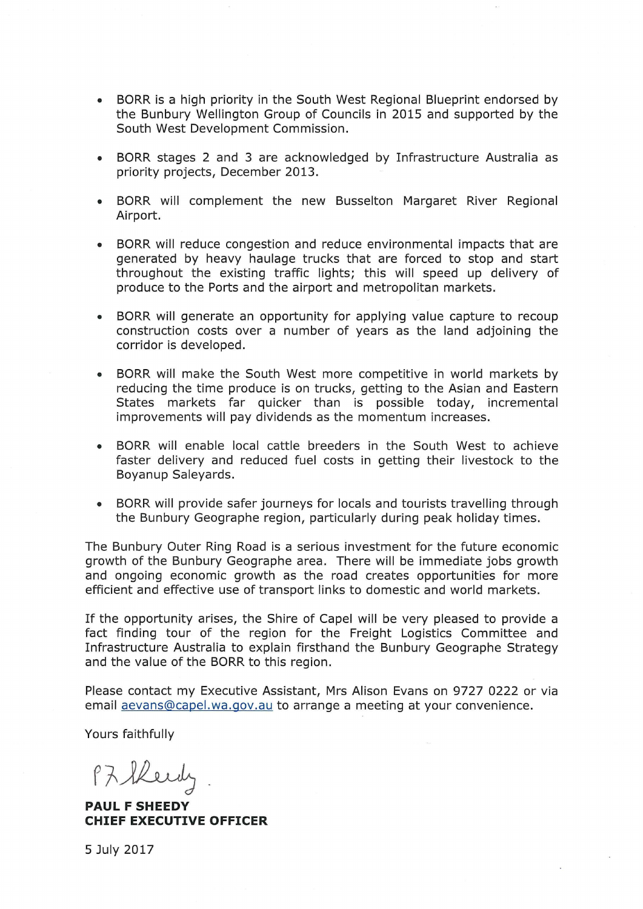- BORR is a high priority in the South West Regional Blueprint endorsed by the Bunbury Wellington Group of Councils in 2015 and supported by the South West Development Commission.

- BORR stages 2 and 3 are acknowledged by Infrastructure Australia as priority projects, December 2013.

- BORR will complement the new Busselton Margaret River Regional Airport.

- BORR will reduce congestion and reduce environmental impacts that are generated by heavy haulage trucks that are forced to stop and start throughout the existing traffic lights; this will speed up delivery of produce to the Ports and the airport and metropolitan markets.

- BORR will generate an opportunity for applying value capture to recoup construction costs over a number of years as the land adjoining the corridor is developed.

- BORR will make the South West more competitive in world markets by reducing the time produce is on trucks, getting to the Asian and Eastern States markets far quicker than is possible today, incremental improvements will pay dividends as the momentum increases.

- BORR will enable local cattle breeders in the South West to achieve faster delivery and reduced fuel costs in getting their livestock to the Boyanup Saleyards.

- BORR will provide safer journeys for locals and tourists travelling through the Bunbury Geographe region, particularly during peak holiday times.

The Bunbury Outer Ring Road is a serious investment for the future economic growth of the Bunbury Geographe area. There will be immediate jobs growth and ongoing economic growth as the road creates opportunities for more efficient and effective use of transport links to domestic and world markets.

If the opportunity arises, the Shire of Capel will be very pleased to provide a fact finding tour of the region for the Freight Logistics Committee and Infrastructure Australia to explain firsthand the Bunbury Geographe Strategy and the value of the BORR to this region.

Please contact my Executive Assistant, Mrs Alison Evans on 9727 0222 or via email aevans@capel.wa.gov.au to arrange a meeting at your convenience.

Yours faithfully

**PAUL F SHEEDY**
**CHIEF EXECUTIVE OFFICER**

5 July 2017